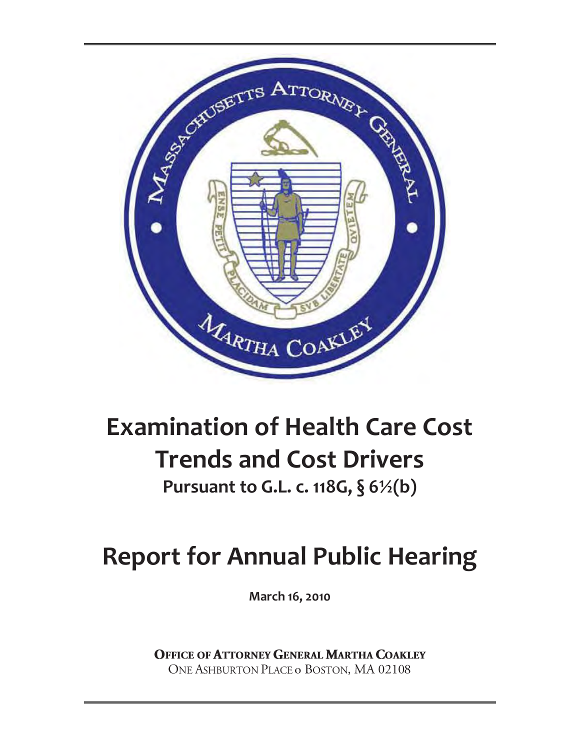# Examination of Health Care Cost Trends and Cost Drivers

**Pursuant to G.L. c. 118G, § 6½(b)**

# Report for Annual Public Hearing

**March 16, 2010**

**OFFICE OF ATTORNEY GENERAL MARTHA COAKLEY**
ONE ASHBURTON PLACE o BOSTON, MA 02108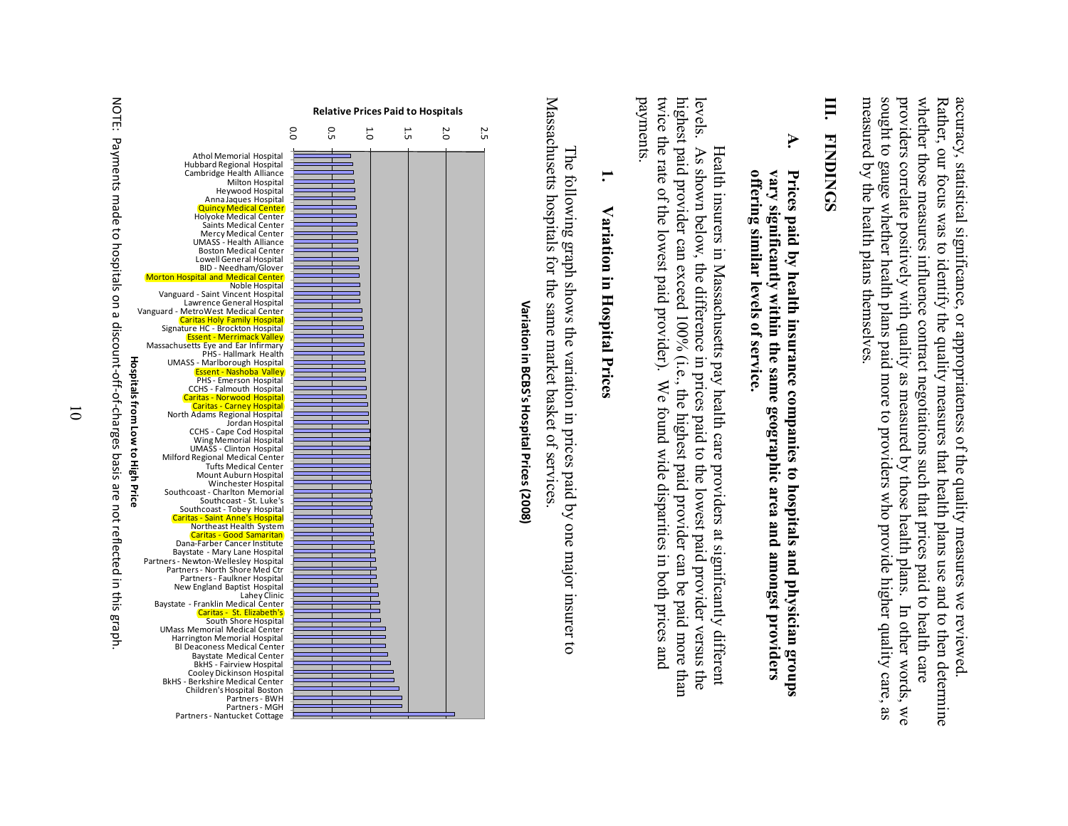accuracy, statistical significance, or appropriateness of the quality measures we reviewed. Rather, our focus was to identify the quality measures that health plans use and to then determine whether those measures influence contract negotiations such that prices paid to health care providers correlate positively with quality as measured by those health plans. In other words, we sought to gauge whether health plans paid more to providers who provide higher quality care, as measured by the health plans themselves.

# III. FINDINGS

## A. Prices paid by health insurance companies to hospitals and physician groups vary significantly within the same geographic area and amongst providers offering similar levels of service.

Health insurers in Massachusetts pay health care providers at significantly different levels. As shown below, the difference in prices paid to the lowest paid provider versus the highest paid provider can exceed 100% (i.e., the highest paid provider can be paid more than twice the rate of the lowest paid provider). We found wide disparities in both prices and payments.

### 1. Variation in Hospital Prices

The following graph shows the variation in prices paid by one major insurer to Massachusetts hospitals for the same market basket of services.

**Variation in BCBS's Hospital Prices (2008)**

Relative Prices Paid to Hospitals (axis: 0.0, 0.5, 1.0, 1.5, 2.0, 2.5)

Hospitals from Low to High Price:

Athol Memorial Hospital, Hubbard Regional Hospital, Cambridge Health Alliance, Milton Hospital, Heywood Hospital, Anna Jaques Hospital, Quincy Medical Center, Holyoke Medical Center, Saints Medical Center, Mercy Medical Center, UMASS - Health Alliance, Boston Medical Center, Lowell General Hospital, BID - Needham/Glover, Morton Hospital and Medical Center, Noble Hospital, Vanguard - Saint Vincent Hospital, Lawrence General Hospital, Vanguard - MetroWest Medical Center, Caritas Holy Family Hospital, Signature HC - Brockton Hospital, Essent - Merrimack Valley, Massachusetts Eye and Ear Infirmary, PHS - Hallmark Health, UMASS - Marlborough Hospital, Essent - Nashoba Valley, PHS - Emerson Hospital, CCHS - Falmouth Hospital, Caritas - Norwood Hospital, Caritas - Carney Hospital, North Adams Regional Hospital, Jordan Hospital, CCHS - Cape Cod Hospital, Wing Memorial Hospital, UMASS - Clinton Hospital, Milford Regional Medical Center, Tufts Medical Center, Mount Auburn Hospital, Winchester Hospital, Southcoast - Charlton Memorial, Southcoast - St. Luke's, Southcoast - Tobey Hospital, Caritas - Saint Anne's Hospital, Northeast Health System, Caritas - Good Samaritan, Dana-Farber Cancer Institute, Baystate - Mary Lane Hospital, Partners - Newton-Wellesley Hospital, Partners - North Shore Med Ctr, Partners - Faulkner Hospital, New England Baptist Hospital, Lahey Clinic, Baystate - Franklin Medical Center, Caritas - St. Elizabeth's, South Shore Hospital, UMass Memorial Medical Center, Harrington Memorial Hospital, BI Deaconess Medical Center, Baystate Medical Center, BkHS - Fairview Hospital, Cooley Dickinson Hospital, BkHS - Berkshire Medical Center, Children's Hospital Boston, Partners - BWH, Partners - MGH, Partners - Nantucket Cottage

NOTE: Payments made to hospitals on a discount-off-of-charges basis are not reflected in this graph.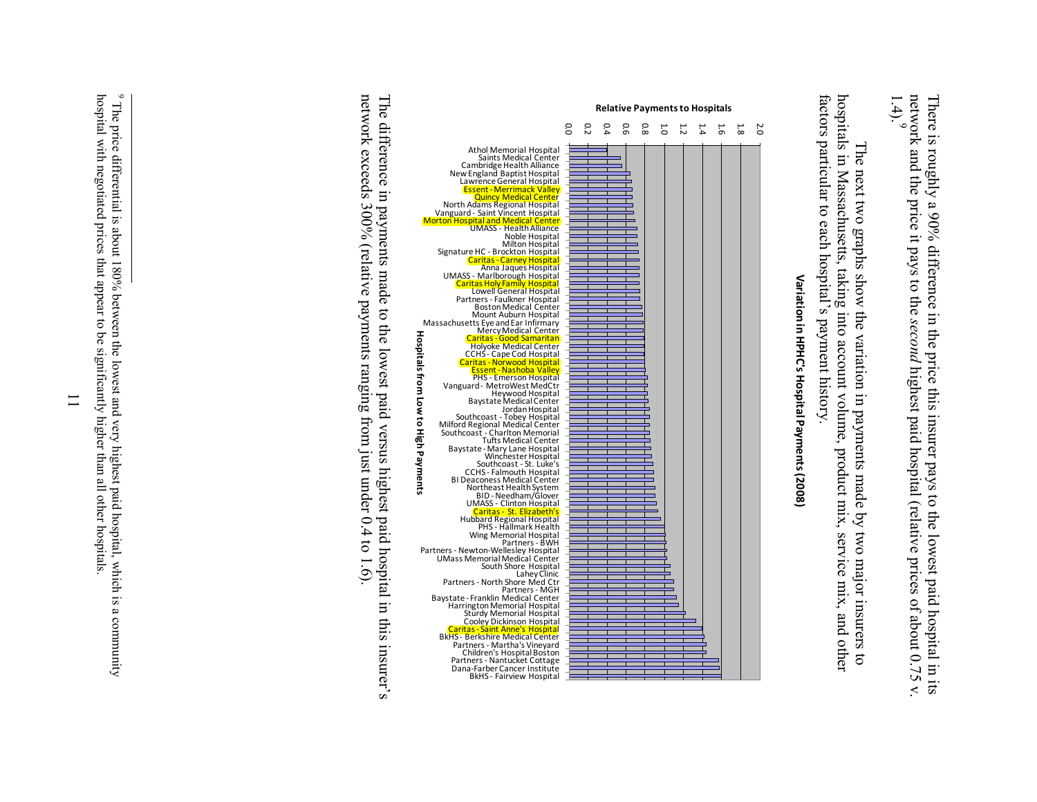There is roughly a 90% difference in the price this insurer pays to the lowest paid hospital in its network and the price it pays to the *second* highest paid hospital (relative prices of about 0.75 v. 1.4).[9]

The next two graphs show the variation in payments made by two major insurers to hospitals in Massachusetts, taking into account volume, product mix, service mix, and other factors particular to each hospital's payment history.

**Variation in HPHC's Hospital Payments (2008)**

Relative Payments to Hospitals

Hospitals from Low to High Payments

Athol Memorial Hospital, Saints Medical Center, Cambridge Health Alliance, New England Baptist Hospital, Lawrence General Hospital, Essent - Merrimack Valley, Quincy Medical Center, North Adams Regional Hospital, Vanguard - Saint Vincent Hospital, Morton Hospital and Medical Center, UMASS - Health Alliance, Noble Hospital, Milton Hospital, Signature HC - Brockton Hospital, Caritas - Carney Hospital, Anna Jaques Hospital, UMASS - Marlborough Hospital, Caritas Holy Family Hospital, Lowell General Hospital, Partners - Faulkner Hospital, Boston Medical Center, Mount Auburn Hospital, Massachusetts Eye and Ear Infirmary, Mercy Medical Center, Caritas - Good Samaritan, Holyoke Medical Center, CCHS - Cape Cod Hospital, Caritas - Norwood Hospital, Essent - Nashoba Valley, PHS - Emerson Hospital, Vanguard - MetroWest MedCtr, Heywood Hospital, Baystate Medical Center, Jordan Hospital, Southcoast - Tobey Hospital, Milford Regional Medical Center, Southcoast - Charlton Memorial, Tufts Medical Center, Baystate - Mary Lane Hospital, Winchester Hospital, Southcoast - St. Luke's, CCHS - Falmouth Hospital, BI Deaconess Medical Center, Northeast Health System, BID - Needham/Glover, UMASS - Clinton Hospital, Caritas - St. Elizabeth's, Hubbard Regional Hospital, PHS - Hallmark Health, Wing Memorial Hospital, Partners - BWH, Partners - Newton-Wellesley Hospital, UMass Memorial Medical Center, South Shore Hospital, Lahey Clinic, Partners - North Shore Med Ctr, Partners - MGH, Baystate - Franklin Medical Center, Harrington Memorial Hospital, Sturdy Memorial Hospital, Cooley Dickinson Hospital, Caritas - Saint Anne's Hospital, BkHS - Berkshire Medical Center, Partners - Martha's Vineyard, Children's Hospital Boston, Partners - Nantucket Cottage, Dana-Farber Cancer Institute, BkHS - Fairview Hospital

The difference in payments made to the lowest paid versus highest paid hospital in this insurer's network exceeds 300% (relative payments ranging from just under 0.4 to 1.6).

[9] The price differential is about 180% between the lowest and very highest paid hospital, which is a community hospital with negotiated prices that appear to be significantly higher than all other hospitals.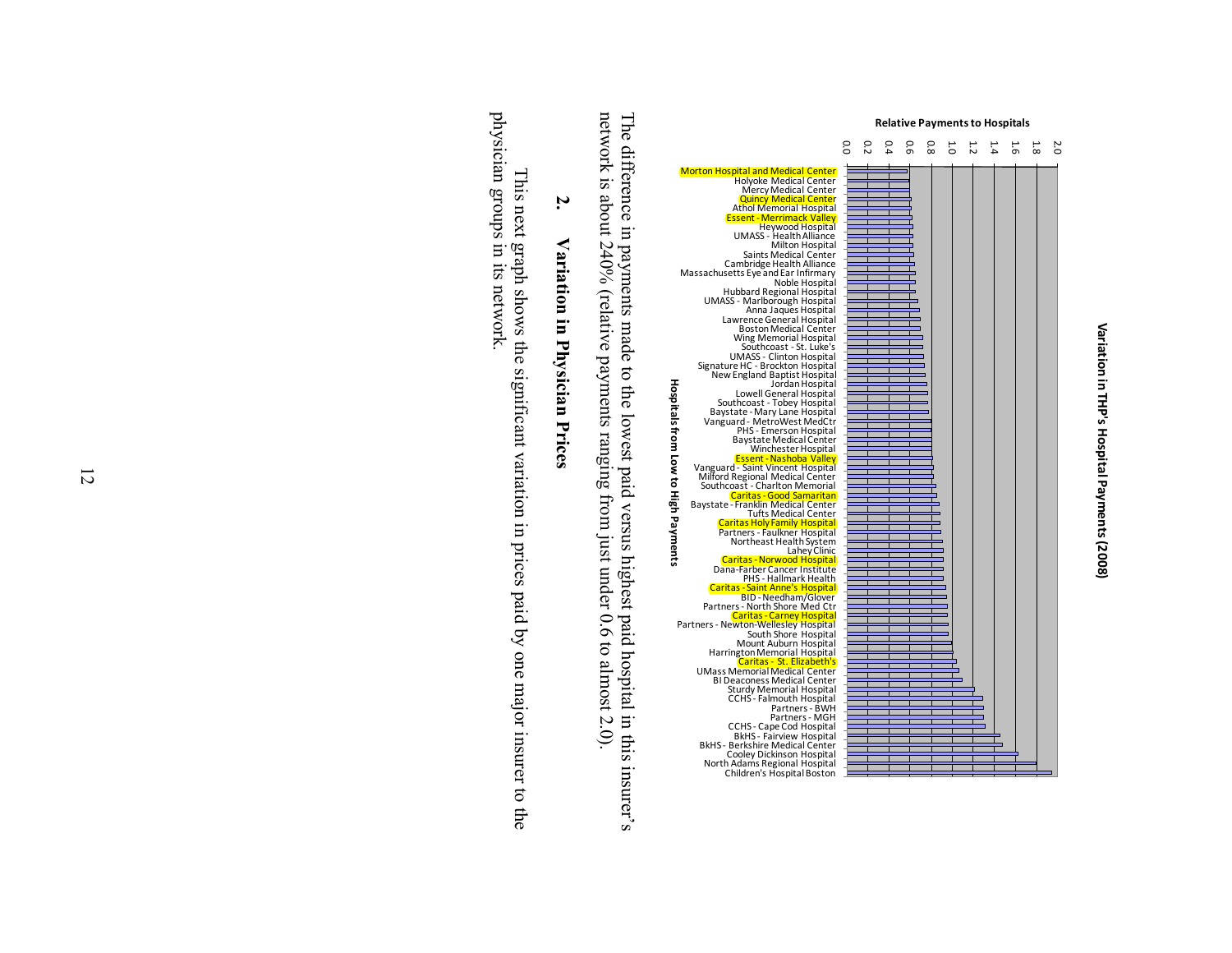**Variation in THP's Hospital Payments (2008)**

Relative Payments to Hospitals

Hospitals from Low to High Payments

Morton Hospital and Medical Center
Holyoke Medical Center
Mercy Medical Center
Quincy Medical Center
Athol Memorial Hospital
Essent - Merrimack Valley
Heywood Hospital
UMASS - Health Alliance
Milton Hospital
Saints Medical Center
Cambridge Health Alliance
Massachusetts Eye and Ear Infirmary
Noble Hospital
Hubbard Regional Hospital
UMASS - Marlborough Hospital
Anna Jaques Hospital
Lawrence General Hospital
Boston Medical Center
Wing Memorial Hospital
Southcoast - St. Luke's
UMASS - Clinton Hospital
Signature HC - Brockton Hospital
New England Baptist Hospital
Jordan Hospital
Lowell General Hospital
Southcoast - Tobey Hospital
Baystate - Mary Lane Hospital
Vanguard - MetroWest MedCtr
PHS - Emerson Hospital
Baystate Medical Center
Winchester Hospital
Essent - Nashoba Valley
Vanguard - Saint Vincent Hospital
Milford Regional Medical Center
Southcoast - Charlton Memorial
Caritas - Good Samaritan
Baystate - Franklin Medical Center
Tufts Medical Center
Caritas Holy Family Hospital
Partners - Faulkner Hospital
Northeast Health System
Lahey Clinic
Caritas - Norwood Hospital
Dana-Farber Cancer Institute
PHS - Hallmark Health
Caritas - Saint Anne's Hospital
BID - Needham/Glover
Partners - North Shore Med Ctr
Caritas - Carney Hospital
Partners - Newton-Wellesley Hospital
South Shore Hospital
Mount Auburn Hospital
Harrington Memorial Hospital
Caritas - St. Elizabeth's
UMass Memorial Medical Center
BI Deaconess Medical Center
Sturdy Memorial Hospital
CCHS - Falmouth Hospital
Partners - BWH
Partners - MGH
CCHS - Cape Cod Hospital
BkHS - Fairview Hospital
BkHS - Berkshire Medical Center
Cooley Dickinson Hospital
North Adams Regional Hospital
Children's Hospital Boston

0.0 0.2 0.4 0.6 0.8 1.0 1.2 1.4 1.6 1.8 2.0

The difference in payments made to the lowest paid versus highest paid hospital in this insurer's network is about 240% (relative payments ranging from just under 0.6 to almost 2.0).

## 2. Variation in Physician Prices

This next graph shows the significant variation in prices paid by one major insurer to the physician groups in its network.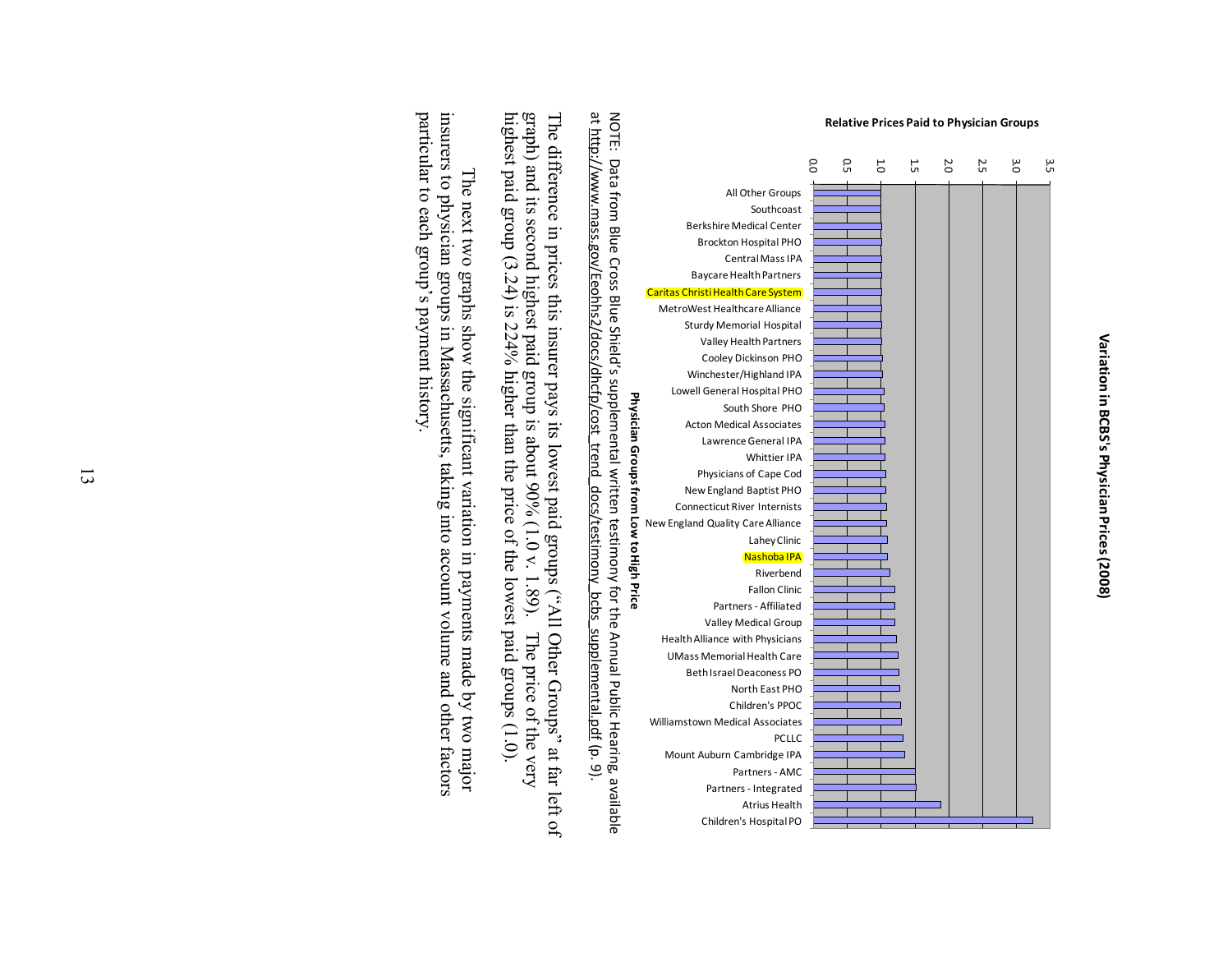**Variation in BCBS's Physician Prices (2008)**

Relative Prices Paid to Physician Groups

Physician Groups from Low to High Price

| Physician Group | Relative Price (approx.) |
|---|---|
| All Other Groups | 1.0 |
| Southcoast | 1.0 |
| Berkshire Medical Center | 1.0 |
| Brockton Hospital PHO | 1.0 |
| Central Mass IPA | 1.0 |
| Baycare Health Partners | 1.0 |
| Caritas Christi Health Care System | 1.0 |
| MetroWest Healthcare Alliance | 1.0 |
| Sturdy Memorial Hospital | 1.0 |
| Valley Health Partners | 1.0 |
| Cooley Dickinson PHO | 1.0 |
| Winchester/Highland IPA | 1.0 |
| Lowell General Hospital PHO | 1.0 |
| South Shore PHO | 1.0 |
| Acton Medical Associates | 1.1 |
| Lawrence General IPA | 1.1 |
| Whittier IPA | 1.1 |
| Physicians of Cape Cod | 1.1 |
| New England Baptist PHO | 1.1 |
| Connecticut River Internists | 1.1 |
| New England Quality Care Alliance | 1.1 |
| Lahey Clinic | 1.1 |
| Nashoba IPA | 1.1 |
| Riverbend | 1.1 |
| Fallon Clinic | 1.2 |
| Partners - Affiliated | 1.2 |
| Valley Medical Group | 1.2 |
| Health Alliance with Physicians | 1.2 |
| UMass Memorial Health Care | 1.2 |
| Beth Israel Deaconess PO | 1.3 |
| North East PHO | 1.3 |
| Children's PPOC | 1.3 |
| Williamstown Medical Associates | 1.3 |
| PCLLC | 1.3 |
| Mount Auburn Cambridge IPA | 1.3 |
| Partners - AMC | 1.5 |
| Partners - Integrated | 1.5 |
| Atrius Health | 1.9 |
| Children's Hospital PO | 3.2 |

NOTE: Data from Blue Cross Blue Shield's supplemental written testimony for the Annual Public Hearing, available at http://www.mass.gov/Eeohhs2/docs/dhcfp/cost_trend_docs/testimony_bcbs_supplemental.pdf (p. 9).

The difference in prices this insurer pays its lowest paid groups ("All Other Groups" at far left of graph) and its second highest paid group is about 90% (1.0 v. 1.89). The price of the very highest paid group (3.24) is 224% higher than the price of the lowest paid groups (1.0).

The next two graphs show the significant variation in payments made by two major insurers to physician groups in Massachusetts, taking into account volume and other factors particular to each group's payment history.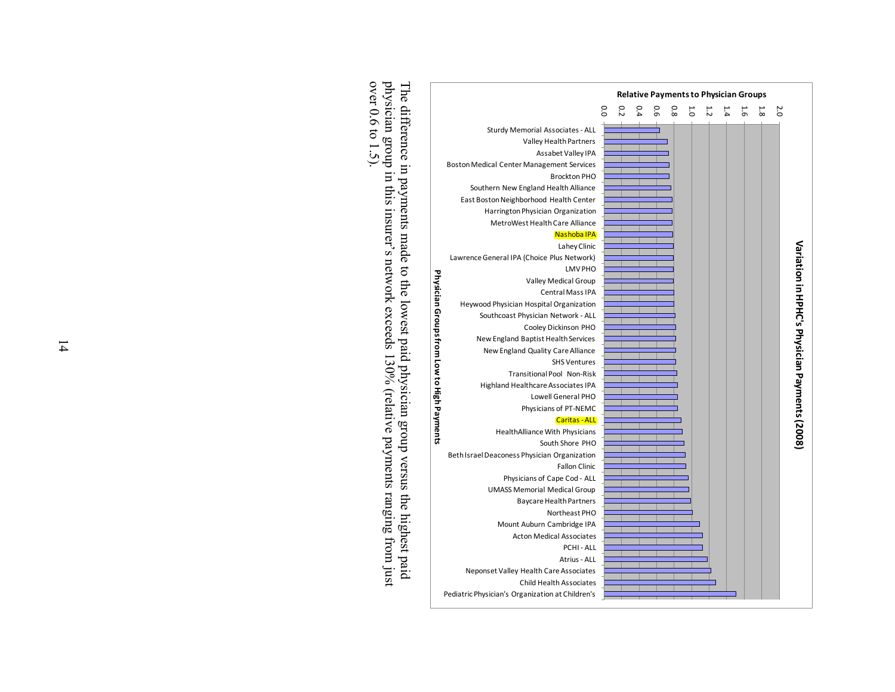## Variation in HPHC's Physician Payments (2008)

Relative Payments to Physician Groups

Physician Groups from Low to High Payments:

- Sturdy Memorial Associates - ALL
- Valley Health Partners
- Assabet Valley IPA
- Boston Medical Center Management Services
- Brockton PHO
- Southern New England Health Alliance
- East Boston Neighborhood Health Center
- Harrington Physician Organization
- MetroWest Health Care Alliance
- Nashoba IPA
- Lahey Clinic
- Lawrence General IPA (Choice Plus Network)
- LMV PHO
- Valley Medical Group
- Central Mass IPA
- Heywood Physician Hospital Organization
- Southcoast Physician Network - ALL
- Cooley Dickinson PHO
- New England Baptist Health Services
- New England Quality Care Alliance
- SHS Ventures
- Transitional Pool Non-Risk
- Highland Healthcare Associates IPA
- Lowell General PHO
- Physicians of PT-NEMC
- Caritas - ALL
- HealthAlliance With Physicians
- South Shore PHO
- Beth Israel Deaconess Physician Organization
- Fallon Clinic
- Physicians of Cape Cod - ALL
- UMASS Memorial Medical Group
- Baycare Health Partners
- Northeast PHO
- Mount Auburn Cambridge IPA
- Acton Medical Associates
- PCHI - ALL
- Atrius - ALL
- Neponset Valley Health Care Associates
- Child Health Associates
- Pediatric Physician's Organization at Children's

The difference in payments made to the lowest paid physician group versus the highest paid physician group in this insurer's network exceeds 130% (relative payments ranging from just over 0.6 to 1.5).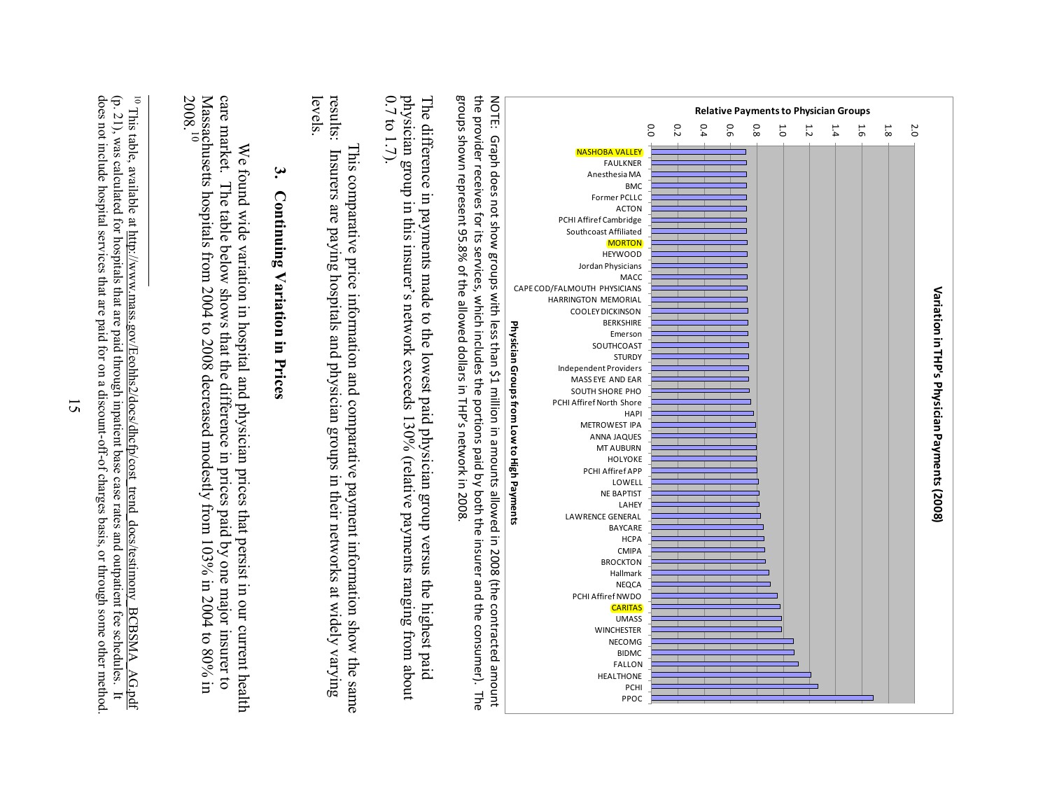NOTE: Graph does not show groups with less than $1 million in amounts allowed in 2008 (the contracted amount the provider receives for its services, which includes the portions paid by both the insurer and the consumer). The groups shown represent 95.8% of the allowed dollars in THP's network in 2008.

The difference in payments made to the lowest paid physician group versus the highest paid physician group in this insurer's network exceeds 130% (relative payments ranging from about 0.7 to 1.7).

This comparative price information and comparative payment information show the same results: Insurers are paying hospitals and physician groups in their networks at widely varying levels.

## 3. Continuing Variation in Prices

We found wide variation in hospital and physician prices that persist in our current health care market. The table below shows that the difference in prices paid by one major insurer to Massachusetts hospitals from 2004 to 2008 decreased modestly from 103% in 2004 to 80% in 2008.[10]

---

[10] This table, available at http://www.mass.gov/Eeohhs2/docs/dhcfp/cost_trend_docs/testimony_BCBSMA_AG.pdf (p. 21), was calculated for hospitals that are paid through inpatient base case rates and outpatient fee schedules. It does not include hospital services that are paid for on a discount-off-of charges basis, or through some other method.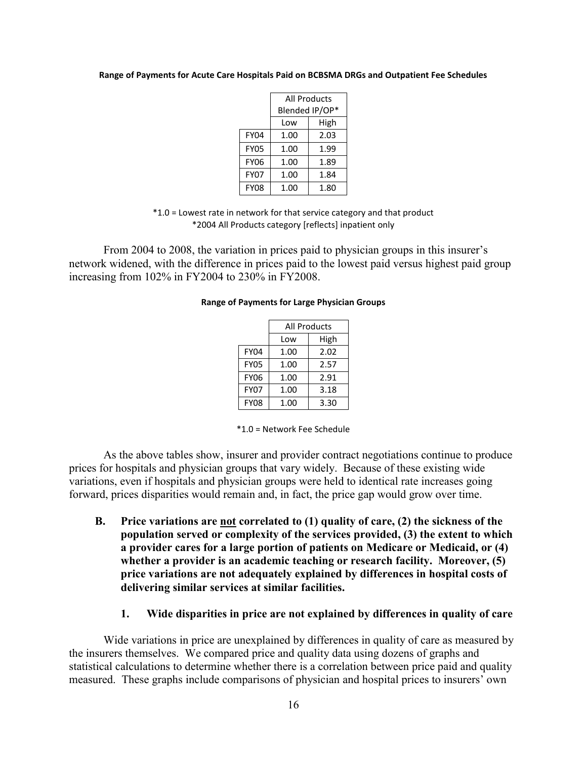**Range of Payments for Acute Care Hospitals Paid on BCBSMA DRGs and Outpatient Fee Schedules**

| | All Products Blended IP/OP* | |
|---|---|---|
| | Low | High |
| FY04 | 1.00 | 2.03 |
| FY05 | 1.00 | 1.99 |
| FY06 | 1.00 | 1.89 |
| FY07 | 1.00 | 1.84 |
| FY08 | 1.00 | 1.80 |

*1.0 = Lowest rate in network for that service category and that product
*2004 All Products category [reflects] inpatient only

From 2004 to 2008, the variation in prices paid to physician groups in this insurer's network widened, with the difference in prices paid to the lowest paid versus highest paid group increasing from 102% in FY2004 to 230% in FY2008.

**Range of Payments for Large Physician Groups**

| | All Products | |
|---|---|---|
| | Low | High |
| FY04 | 1.00 | 2.02 |
| FY05 | 1.00 | 2.57 |
| FY06 | 1.00 | 2.91 |
| FY07 | 1.00 | 3.18 |
| FY08 | 1.00 | 3.30 |

*1.0 = Network Fee Schedule

As the above tables show, insurer and provider contract negotiations continue to produce prices for hospitals and physician groups that vary widely. Because of these existing wide variations, even if hospitals and physician groups were held to identical rate increases going forward, prices disparities would remain and, in fact, the price gap would grow over time.

### B. Price variations are <u>not</u> correlated to (1) quality of care, (2) the sickness of the population served or complexity of the services provided, (3) the extent to which a provider cares for a large portion of patients on Medicare or Medicaid, or (4) whether a provider is an academic teaching or research facility. Moreover, (5) price variations are not adequately explained by differences in hospital costs of delivering similar services at similar facilities.

#### 1. Wide disparities in price are not explained by differences in quality of care

Wide variations in price are unexplained by differences in quality of care as measured by the insurers themselves. We compared price and quality data using dozens of graphs and statistical calculations to determine whether there is a correlation between price paid and quality measured. These graphs include comparisons of physician and hospital prices to insurers' own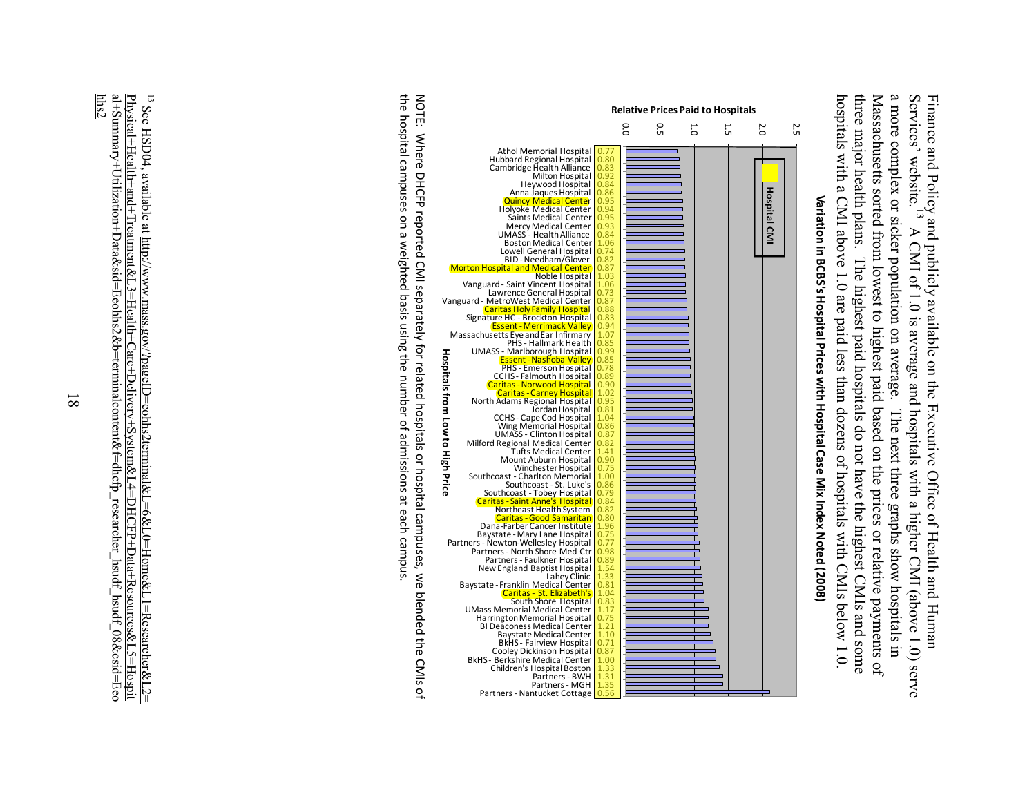Finance and Policy and publicly available on the Executive Office of Health and Human Services' website.[13] A CMI of 1.0 is average and hospitals with a higher CMI (above 1.0) serve a more complex or sicker population on average. The next three graphs show hospitals in Massachusetts sorted from lowest to highest paid based on the prices or relative payments of three major health plans. The highest paid hospitals do not have the highest CMIs and some hospitals with a CMI above 1.0 are paid less than dozens of hospitals with CMIs below 1.0.

**Variation in BCBS's Hospital Prices with Hospital Case Mix Index Noted (2008)**

| Hospitals from Low to High Price | Hospital CMI |
|---|---|
| Athol Memorial Hospital | 0.77 |
| Hubbard Regional Hospital | 0.80 |
| Cambridge Health Alliance | 0.83 |
| Milton Hospital | 0.92 |
| Heywood Hospital | 0.84 |
| Anna Jaques Hospital | 0.86 |
| Quincy Medical Center | 0.95 |
| Holyoke Medical Center | 0.94 |
| Saints Medical Center | 0.95 |
| Mercy Medical Center | 0.93 |
| UMASS - Health Alliance | 0.84 |
| Boston Medical Center | 1.06 |
| Lowell General Hospital | 0.74 |
| BID - Needham/Glover | 0.82 |
| Morton Hospital and Medical Center | 0.87 |
| Noble Hospital | 1.03 |
| Vanguard - Saint Vincent Hospital | 1.06 |
| Lawrence General Hospital | 0.73 |
| Vanguard - MetroWest Medical Center | 0.87 |
| Caritas Holy Family Hospital | 0.88 |
| Signature HC - Brockton Hospital | 0.83 |
| Essent - Merrimack Valley | 0.94 |
| Massachusetts Eye and Ear Infirmary | 1.07 |
| PHS - Hallmark Health | 0.85 |
| UMASS - Marlborough Hospital | 0.99 |
| Essent - Nashoba Valley | 0.85 |
| PHS - Emerson Hospital | 0.78 |
| CCHS - Falmouth Hospital | 0.89 |
| Caritas - Norwood Hospital | 0.90 |
| Caritas - Carney Hospital | 1.02 |
| North Adams Regional Hospital | 0.95 |
| Jordan Hospital | 0.81 |
| CCHS - Cape Cod Hospital | 1.04 |
| Wing Memorial Hospital | 0.86 |
| UMASS - Clinton Hospital | 0.87 |
| Milford Regional Medical Center | 0.82 |
| Tufts Medical Center | 1.41 |
| Mount Auburn Hospital | 0.90 |
| Winchester Hospital | 0.75 |
| Southcoast - Charlton Memorial | 1.00 |
| Southcoast - St. Luke's | 0.86 |
| Southcoast - Tobey Hospital | 0.79 |
| Caritas - Saint Anne's Hospital | 0.84 |
| Northeast Health System | 0.82 |
| Caritas - Good Samaritan | 0.80 |
| Dana-Farber Cancer Institute | 1.96 |
| Baystate - Mary Lane Hospital | 0.75 |
| Partners - Newton-Wellesley Hospital | 0.77 |
| Partners - North Shore Med Ctr | 0.98 |
| Partners - Faulkner Hospital | 0.89 |
| New England Baptist Hospital | 1.54 |
| Lahey Clinic | 1.33 |
| Baystate - Franklin Medical Center | 0.81 |
| Caritas - St. Elizabeth's | 1.04 |
| South Shore Hospital | 0.83 |
| UMass Memorial Medical Center | 1.17 |
| Harrington Memorial Hospital | 0.75 |
| BI Deaconess Medical Center | 1.21 |
| Baystate Medical Center | 1.10 |
| BkHS - Fairview Hospital | 0.71 |
| Cooley Dickinson Hospital | 0.87 |
| BkHS - Berkshire Medical Center | 1.00 |
| Children's Hospital Boston | 1.33 |
| Partners - BWH | 1.31 |
| Partners - MGH | 1.35 |
| Partners - Nantucket Cottage | 0.56 |

Relative Prices Paid to Hospitals (axis: 0.0, 0.5, 1.0, 1.5, 2.0, 2.5)

NOTE: Where DHCFP reported CMI separately for related hospitals or hospital campuses, we blended the CMIs of the hospital campuses on a weighted basis using the number of admissions at each campus.

---

[13] See HSD04, available at http://www.mass.gov/?pageID=eohhs2terminal&L=6&L0=Home&L1=Researcher&L2=Physical+Health+and+Treatment&L3=Health+Care+Delivery+System&L4=DHCFP+Data+Resources&L5=Hospital+Summary+Utilization+Data&sid=Eeohhs2&b=terminalcontent&f=dhcfp_researcher_hsudf_hsudf_08&csid=Eeohhs2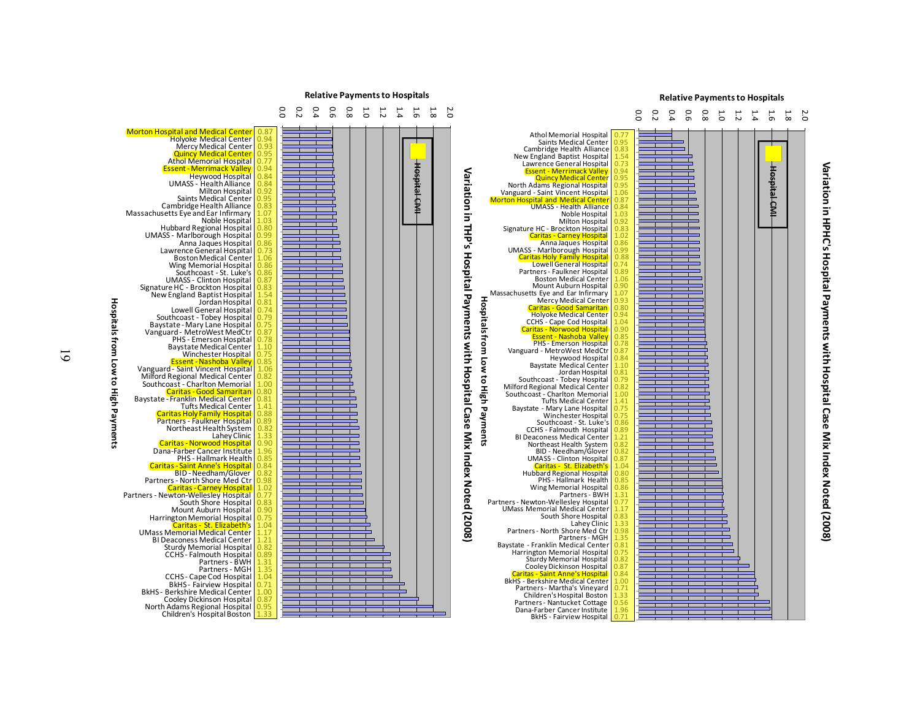# Variation in THP's Hospital Payments with Hospital Case Mix Index Noted (2008)

Relative Payments to Hospitals (axis 0.0 – 2.0); Hospitals from Low to High Payments; legend: Hospital CMI

| Hospital | Hospital CMI |
|---|---|
| Morton Hospital and Medical Center | 0.87 |
| Holyoke Medical Center | 0.94 |
| Mercy Medical Center | 0.93 |
| Quincy Medical Center | 0.95 |
| Athol Memorial Hospital | 0.77 |
| Essent - Merrimack Valley | 0.94 |
| Heywood Hospital | 0.84 |
| UMASS - Health Alliance | 0.84 |
| Milton Hospital | 0.92 |
| Saints Medical Center | 0.95 |
| Cambridge Health Alliance | 0.83 |
| Massachusetts Eye and Ear Infirmary | 1.07 |
| Noble Hospital | 1.03 |
| Hubbard Regional Hospital | 0.80 |
| UMASS - Marlborough Hospital | 0.99 |
| Anna Jaques Hospital | 0.86 |
| Lawrence General Hospital | 0.73 |
| Boston Medical Center | 1.06 |
| Wing Memorial Hospital | 0.86 |
| Southcoast - St. Luke's | 0.86 |
| UMASS - Clinton Hospital | 0.87 |
| Signature HC - Brockton Hospital | 0.83 |
| New England Baptist Hospital | 1.54 |
| Jordan Hospital | 0.81 |
| Lowell General Hospital | 0.74 |
| Southcoast - Tobey Hospital | 0.79 |
| Baystate - Mary Lane Hospital | 0.75 |
| Vanguard - MetroWest MedCtr | 0.87 |
| PHS - Emerson Hospital | 0.78 |
| Baystate Medical Center | 1.10 |
| Winchester Hospital | 0.75 |
| Essent - Nashoba Valley | 0.85 |
| Vanguard - Saint Vincent Hospital | 1.06 |
| Milford Regional Medical Center | 0.82 |
| Southcoast - Charlton Memorial | 1.00 |
| Caritas - Good Samaritan | 0.80 |
| Baystate - Franklin Medical Center | 0.81 |
| Tufts Medical Center | 1.41 |
| Caritas Holy Family Hospital | 0.88 |
| Partners - Faulkner Hospital | 0.89 |
| Northeast Health System | 0.82 |
| Lahey Clinic | 1.33 |
| Caritas - Norwood Hospital | 0.90 |
| Dana-Farber Cancer Institute | 1.96 |
| PHS - Hallmark Health | 0.85 |
| Caritas - Saint Anne's Hospital | 0.84 |
| BID - Needham/Glover | 0.82 |
| Partners - North Shore Med Ctr | 0.98 |
| Caritas - Carney Hospital | 1.02 |
| Partners - Newton-Wellesley Hospital | 0.77 |
| South Shore Hospital | 0.83 |
| Mount Auburn Hospital | 0.90 |
| Harrington Memorial Hospital | 0.75 |
| Caritas - St. Elizabeth's | 1.04 |
| UMass Memorial Medical Center | 1.17 |
| BI Deaconess Medical Center | 1.21 |
| Sturdy Memorial Hospital | 0.82 |
| CCHS - Falmouth Hospital | 0.89 |
| Partners - BWH | 1.31 |
| Partners - MGH | 1.35 |
| CCHS - Cape Cod Hospital | 1.04 |
| BkHS - Fairview Hospital | 0.71 |
| BkHS - Berkshire Medical Center | 1.00 |
| Cooley Dickinson Hospital | 0.87 |
| North Adams Regional Hospital | 0.95 |
| Children's Hospital Boston | 1.33 |

# Variation in HPHC's Hospital Payments with Hospital Case Mix Index Noted (2008)

Relative Payments to Hospitals (axis 0.0 – 2.0); Hospitals from Low to High Payments; legend: Hospital CMI

| Hospital | Hospital CMI |
|---|---|
| Athol Memorial Hospital | 0.77 |
| Saints Medical Center | 0.95 |
| Cambridge Health Alliance | 0.83 |
| New England Baptist Hospital | 1.54 |
| Lawrence General Hospital | 0.73 |
| Essent - Merrimack Valley | 0.94 |
| Quincy Medical Center | 0.95 |
| North Adams Regional Hospital | 0.95 |
| Vanguard - Saint Vincent Hospital | 1.06 |
| Morton Hospital and Medical Center | 0.87 |
| UMASS - Health Alliance | 0.84 |
| Noble Hospital | 1.03 |
| Milton Hospital | 0.92 |
| Signature HC - Brockton Hospital | 0.83 |
| Caritas - Carney Hospital | 1.02 |
| Anna Jaques Hospital | 0.86 |
| UMASS - Marlborough Hospital | 0.99 |
| Caritas Holy Family Hospital | 0.88 |
| Lowell General Hospital | 0.74 |
| Partners - Faulkner Hospital | 0.89 |
| Boston Medical Center | 1.06 |
| Mount Auburn Hospital | 0.90 |
| Massachusetts Eye and Ear Infirmary | 1.07 |
| Mercy Medical Center | 0.93 |
| Caritas - Good Samaritan | 0.80 |
| Holyoke Medical Center | 0.94 |
| CCHS - Cape Cod Hospital | 1.04 |
| Caritas - Norwood Hospital | 0.90 |
| Essent - Nashoba Valley | 0.85 |
| PHS - Emerson Hospital | 0.78 |
| Vanguard - MetroWest MedCtr | 0.87 |
| Heywood Hospital | 0.84 |
| Baystate Medical Center | 1.10 |
| Jordan Hospital | 0.81 |
| Southcoast - Tobey Hospital | 0.79 |
| Milford Regional Medical Center | 0.82 |
| Southcoast - Charlton Memorial | 1.00 |
| Tufts Medical Center | 1.41 |
| Baystate - Mary Lane Hospital | 0.75 |
| Winchester Hospital | 0.75 |
| Southcoast - St. Luke's | 0.86 |
| CCHS - Falmouth Hospital | 0.89 |
| BI Deaconess Medical Center | 1.21 |
| Northeast Health System | 0.82 |
| BID - Needham/Glover | 0.82 |
| UMASS - Clinton Hospital | 0.87 |
| Caritas - St. Elizabeth's | 1.04 |
| Hubbard Regional Hospital | 0.80 |
| PHS - Hallmark Health | 0.85 |
| Wing Memorial Hospital | 0.86 |
| Partners - BWH | 1.31 |
| Partners - Newton-Wellesley Hospital | 0.77 |
| UMass Memorial Medical Center | 1.17 |
| South Shore Hospital | 0.83 |
| Lahey Clinic | 1.33 |
| Partners - North Shore Med Ctr | 0.98 |
| Partners - MGH | 1.35 |
| Baystate - Franklin Medical Center | 0.81 |
| Harrington Memorial Hospital | 0.75 |
| Sturdy Memorial Hospital | 0.82 |
| Cooley Dickinson Hospital | 0.87 |
| Caritas - Saint Anne's Hospital | 0.84 |
| BkHS - Berkshire Medical Center | 1.00 |
| Partners - Martha's Vineyard | 0.71 |
| Children's Hospital Boston | 1.33 |
| Partners - Nantucket Cottage | 0.56 |
| Dana-Farber Cancer Institute | 1.96 |
| BkHS - Fairview Hospital | 0.71 |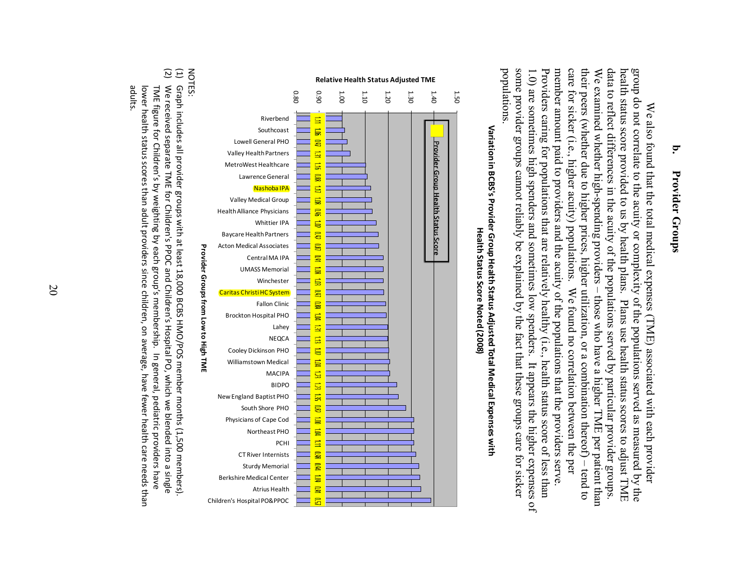## b. Provider Groups

We also found that the total medical expenses (TME) associated with each provider group do not correlate to the acuity or complexity of the populations served as measured by the health status score provided to us by health plans. Plans use health status scores to adjust TME data to reflect differences in the acuity of the populations served by particular provider groups. We examined whether high-spending providers – those who have a higher TME per patient than their peers (whether due to higher prices, higher utilization, or a combination thereof) – tend to care for sicker (i.e., higher acuity) populations. We found no correlation between the per member amount paid to providers and the acuity of the populations that the providers serve. Providers caring for populations that are relatively healthy (i.e., health status score of less than 1.0) are sometimes high spenders and sometimes low spenders. It appears the higher expenses of some provider groups cannot reliably be explained by the fact that these groups care for sicker populations.

**Variation in BCBS's Provider Group Health Status Adjusted Total Medical Expenses with Health Status Score Noted (2008)**

Relative Health Status Adjusted TME (axis: 0.80 – 1.50)

Provider Groups from Low to High TME

| Provider Group | Provider Group Health Status Score |
|---|---|
| Riverbend | 1.11 |
| Southcoast | 1.06 |
| Lowell General PHO | 0.97 |
| Valley Health Partners | 1.31 |
| MetroWest Healthcare | 1.16 |
| Lawrence General | 0.88 |
| Nashoba IPA | 1.17 |
| Valley Medical Group | 1.08 |
| Health Alliance Physicians | 0.96 |
| Whittier IPA | 1.00 |
| Baycare Health Partners | 0.92 |
| Acton Medical Associates | 0.87 |
| Central MA IPA | 0.94 |
| UMASS Memorial | 1.08 |
| Winchester | 1.03 |
| Caritas Christi HC System | 0.97 |
| Fallon Clinic | 0.88 |
| Brockton Hospital PHO | 1.04 |
| Lahey | 1.14 |
| NEQCA | 1.13 |
| Cooley Dickinson PHO | 1.07 |
| Williamstown Medical | 1.04 |
| MACIPA | 1.23 |
| BIDPO | 1.21 |
| New England Baptist PHO | 1.35 |
| South Shore PHO | 0.87 |
| Physicians of Cape Cod | 1.00 |
| Northeast PHO | 1.04 |
| PCHI | 1.11 |
| CT River Internists | 0.98 |
| Sturdy Memorial | 0.94 |
| Berkshire Medical Center | 1.09 |
| Atrius Health | 0.91 |
| Children's Hospital PO&PPOC | 0.57 |

NOTES:

(1) Graph includes all provider groups with at least 18,000 BCBS HMO/POS member months (1,500 members).

(2) We received separate TME for Children's PPOC and Children's Hospital PO, which we blended into a single TME figure for Children's by weighting by each group's membership. In general, pediatric providers have lower health status scores than adult providers since children, on average, have fewer health care needs than adults.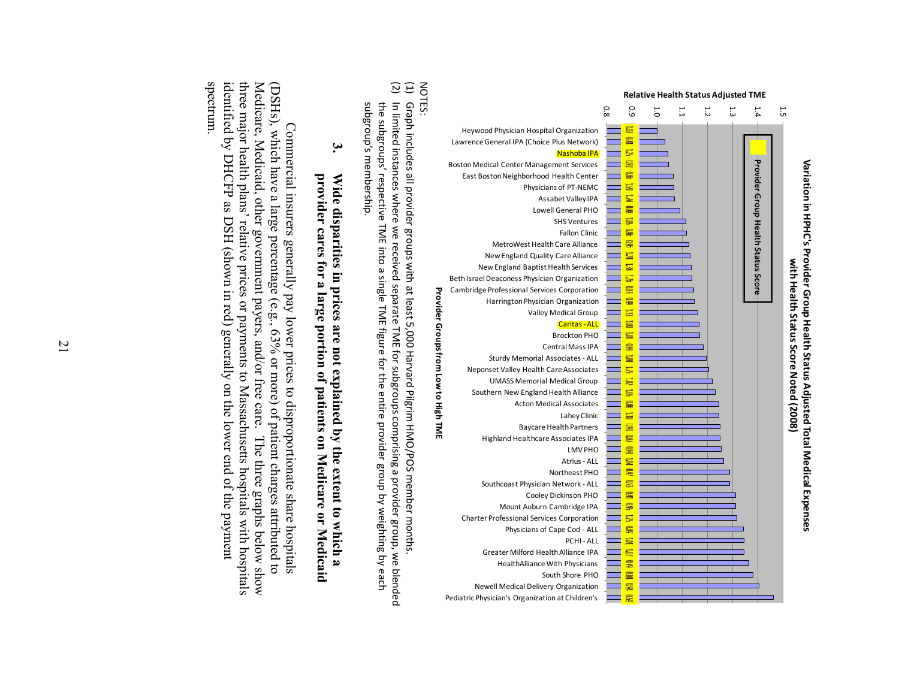**Variation in HPHC's Provider Group Health Status Adjusted Total Medical Expenses with Health Status Score Noted (2008)**

Relative Health Status Adjusted TME

Provider Group Health Status Score

Provider Groups from Low to High TME

Heywood Physician Hospital Organization
Lawrence General IPA (Choice Plus Network)
Nashoba IPA
Boston Medical Center Management Services
East Boston Neighborhood Health Center
Physicians of PT-NEMC
Assabet Valley IPA
Lowell General PHO
SHS Ventures
Fallon Clinic
MetroWest Health Care Alliance
New England Quality Care Alliance
New England Baptist Health Services
Beth Israel Deaconess Physician Organization
Cambridge Professional Services Corporation
Harrington Physician Organization
Valley Medical Group
Caritas - ALL
Brockton PHO
Central Mass IPA
Sturdy Memorial Associates - ALL
Neponset Valley Health Care Associates
UMASS Memorial Medical Group
Southern New England Health Alliance
Acton Medical Associates
Lahey Clinic
Baycare Health Partners
Highland Healthcare Associates IPA
LMV PHO
Atrius - ALL
Northeast PHO
Southcoast Physician Network - ALL
Cooley Dickinson PHO
Mount Auburn Cambridge IPA
Charter Professional Services Corporation
Physicians of Cape Cod - ALL
PCHI - ALL
Greater Milford Health Alliance IPA
HealthAlliance With Physicians
South Shore PHO
Newell Medical Delivery Organization
Pediatric Physician's Organization at Children's

NOTES:

(1) Graph includes all provider groups with at least 5,000 Harvard Pilgrim HMO/POS member months.
(2) In limited instances where we received separate TME for subgroups comprising a provider group, we blended the subgroups' respective TME into a single TME figure for the entire provider group by weighting by each subgroup's membership.

### 3. Wide disparities in prices are not explained by the extent to which a provider cares for a large portion of patients on Medicare or Medicaid

Commercial insurers generally pay lower prices to disproportionate share hospitals (DSHs), which have a large percentage (e.g., 63% or more) of patient charges attributed to Medicare, Medicaid, other government payers, and/or free care. The three graphs below show three major health plans' relative prices or payments to Massachusetts hospitals with hospitals identified by DHCFP as DSH (shown in red) generally on the lower end of the payment spectrum.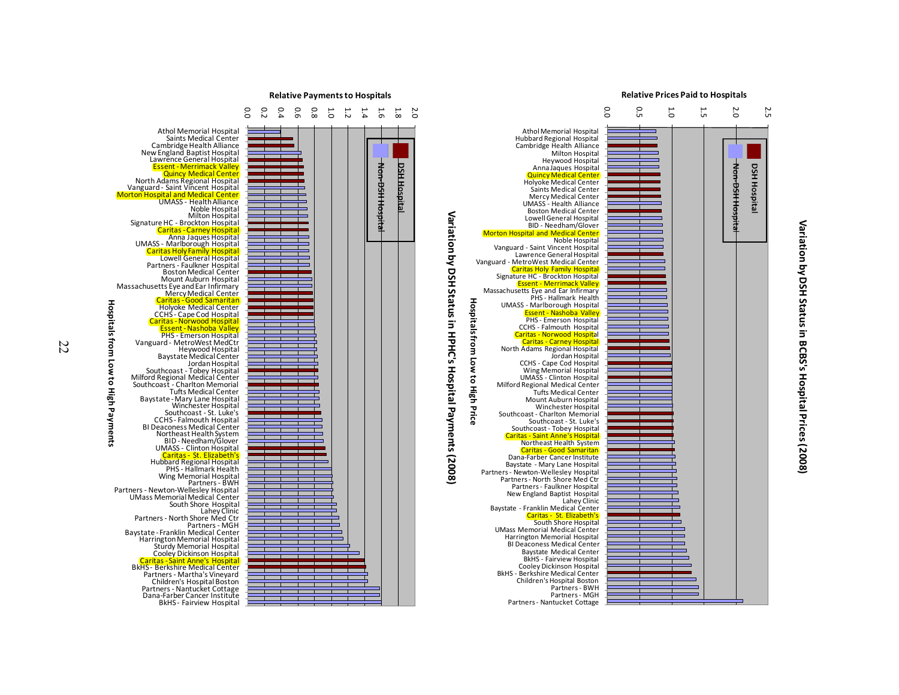## Variation by DSH Status in BCBS's Hospital Prices (2008)

**Relative Prices Paid to Hospitals** (axis: 0.0, 0.5, 1.0, 1.5, 2.0, 2.5)

Legend: DSH Hospital; Non-DSH Hospital

**Hospitals from Low to High Price**

- Athol Memorial Hospital
- Hubbard Regional Hospital
- Cambridge Health Alliance
- Milton Hospital
- Heywood Hospital
- Anna Jaques Hospital
- Quincy Medical Center
- Holyoke Medical Center
- Saints Medical Center
- Mercy Medical Center
- UMASS - Health Alliance
- Boston Medical Center
- Lowell General Hospital
- BID - Needham/Glover
- Morton Hospital and Medical Center
- Noble Hospital
- Vanguard - Saint Vincent Hospital
- Lawrence General Hospital
- Vanguard - MetroWest Medical Center
- Caritas Holy Family Hospital
- Signature HC - Brockton Hospital
- Essent - Merrimack Valley
- Massachusetts Eye and Ear Infirmary
- PHS - Hallmark Health
- UMASS - Marlborough Hospital
- Essent - Nashoba Valley
- PHS - Emerson Hospital
- CCHS - Falmouth Hospital
- Caritas - Norwood Hospital
- Caritas - Carney Hospital
- North Adams Regional Hospital
- Jordan Hospital
- CCHS - Cape Cod Hospital
- Wing Memorial Hospital
- UMASS - Clinton Hospital
- Milford Regional Medical Center
- Tufts Medical Center
- Mount Auburn Hospital
- Winchester Hospital
- Southcoast - Charlton Memorial
- Southcoast - St. Luke's
- Southcoast - Tobey Hospital
- Caritas - Saint Anne's Hospital
- Northeast Health System
- Caritas - Good Samaritan
- Dana-Farber Cancer Institute
- Baystate - Mary Lane Hospital
- Partners - Newton-Wellesley Hospital
- Partners - North Shore Med Ctr
- Partners - Faulkner Hospital
- New England Baptist Hospital
- Lahey Clinic
- Baystate - Franklin Medical Center
- Caritas - St. Elizabeth's
- South Shore Hospital
- UMass Memorial Medical Center
- Harrington Memorial Hospital
- BI Deaconess Medical Center
- Baystate Medical Center
- BkHS - Fairview Hospital
- Cooley Dickinson Hospital
- BkHS - Berkshire Medical Center
- Children's Hospital Boston
- Partners - BWH
- Partners - MGH
- Partners - Nantucket Cottage

## Variation by DSH Status in HPHC's Hospital Payments (2008)

**Relative Payments to Hospitals** (axis: 0.0, 0.2, 0.4, 0.6, 0.8, 1.0, 1.2, 1.4, 1.6, 1.8, 2.0)

Legend: DSH Hospital; Non-DSH Hospital

**Hospitals from Low to High Payments**

- Athol Memorial Hospital
- Saints Medical Center
- Cambridge Health Alliance
- New England Baptist Hospital
- Lawrence General Hospital
- Essent - Merrimack Valley
- Quincy Medical Center
- North Adams Regional Hospital
- Vanguard - Saint Vincent Hospital
- Morton Hospital and Medical Center
- UMASS - Health Alliance
- Noble Hospital
- Milton Hospital
- Signature HC - Brockton Hospital
- Caritas - Carney Hospital
- Anna Jaques Hospital
- UMASS - Marlborough Hospital
- Caritas Holy Family Hospital
- Lowell General Hospital
- Partners - Faulkner Hospital
- Boston Medical Center
- Mount Auburn Hospital
- Massachusetts Eye and Ear Infirmary
- Mercy Medical Center
- Caritas - Good Samaritan
- Holyoke Medical Center
- CCHS - Cape Cod Hospital
- Caritas - Norwood Hospital
- Essent - Nashoba Valley
- PHS - Emerson Hospital
- Vanguard - MetroWest MedCtr
- Heywood Hospital
- Baystate Medical Center
- Jordan Hospital
- Southcoast - Tobey Hospital
- Milford Regional Medical Center
- Southcoast - Charlton Memorial
- Tufts Medical Center
- Baystate - Mary Lane Hospital
- Winchester Hospital
- Southcoast - St. Luke's
- CCHS - Falmouth Hospital
- BI Deaconess Medical Center
- Northeast Health System
- BID - Needham/Glover
- UMASS - Clinton Hospital
- Caritas - St. Elizabeth's
- Hubbard Regional Hospital
- PHS - Hallmark Health
- Wing Memorial Hospital
- Partners - BWH
- Partners - Newton-Wellesley Hospital
- UMass Memorial Medical Center
- South Shore Hospital
- Lahey Clinic
- Partners - North Shore Med Ctr
- Partners - MGH
- Baystate - Franklin Medical Center
- Harrington Memorial Hospital
- Sturdy Memorial Hospital
- Cooley Dickinson Hospital
- Caritas - Saint Anne's Hospital
- BkHS - Berkshire Medical Center
- Partners - Martha's Vineyard
- Children's Hospital Boston
- Partners - Nantucket Cottage
- Dana-Farber Cancer Institute
- BkHS - Fairview Hospital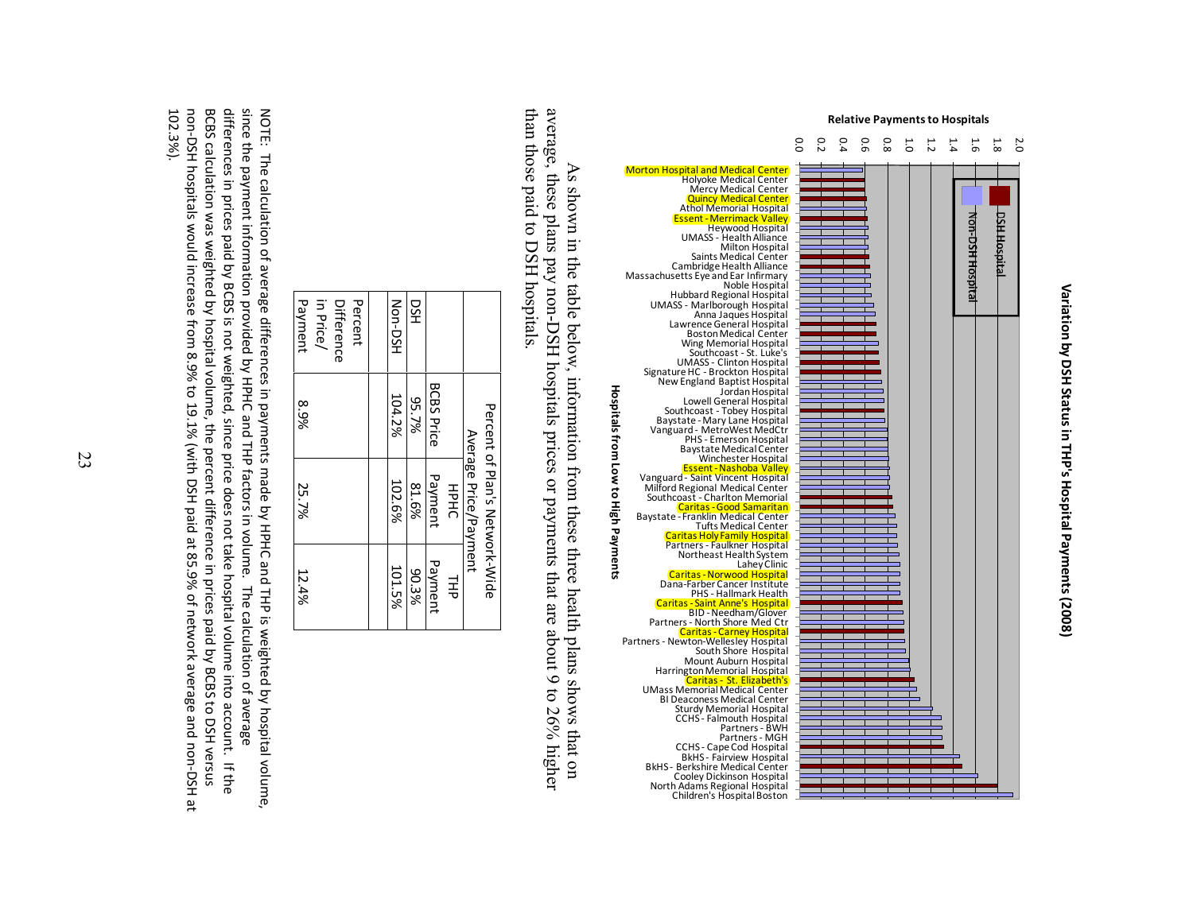## Variation by DSH Status in THP's Hospital Payments (2008)

As shown in the table below, information from these three health plans shows that on average, these plans pay non-DSH hospitals prices or payments that are about 9 to 26% higher than those paid to DSH hospitals.

| | Percent of Plan's Network-Wide Average Price/Payment | | |
|---|---|---|---|
| | BCBS Price | HPHC Payment | THP Payment |
| DSH | 95.7% | 81.6% | 90.3% |
| Non-DSH | 104.2% | 102.6% | 101.5% |
| | | | |
| Percent Difference in Price/ Payment | 8.9% | 25.7% | 12.4% |

NOTE: The calculation of average differences in payments made by HPHC and THP is weighted by hospital volume, since the payment information provided by HPHC and THP factors in volume. The calculation of average differences in prices paid by BCBS is not weighted, since price does not take hospital volume into account. If the BCBS calculation was weighted by hospital volume, the percent difference in prices paid by BCBS to DSH versus non-DSH hospitals would increase from 8.9% to 19.1% (with DSH paid at 85.9% of network average and non-DSH at 102.3%).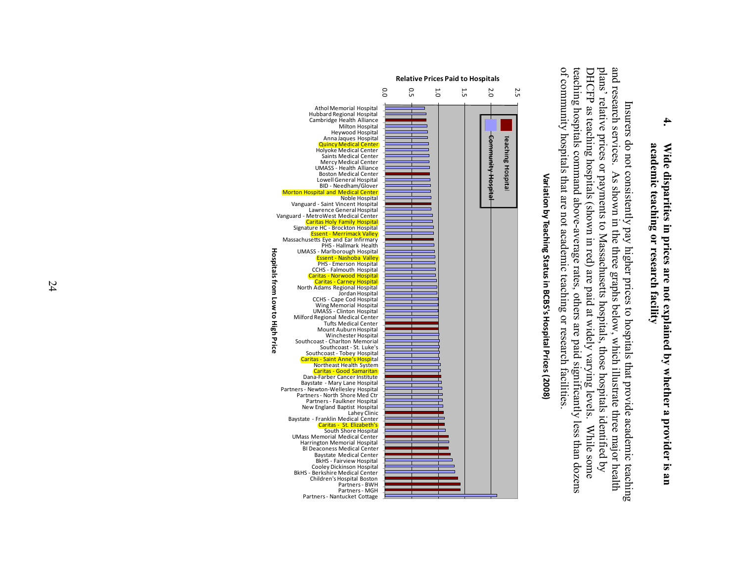**4. Wide disparities in prices are not explained by whether a provider is an academic teaching or research facility**

Insurers do not consistently pay higher prices to hospitals that provide academic teaching and research services. As shown in the three graphs below, which illustrate three major health plans' relative prices or payments to Massachusetts hospitals, those hospitals identified by DHCFP as teaching hospitals (shown in red) are paid at widely varying levels. While some teaching hospitals command above-average rates, others are paid significantly less than dozens of community hospitals that are not academic teaching or research facilities.

**Variation by Teaching Status in BCBS's Hospital Prices (2008)**

Legend: Teaching Hospital (red); Community Hospital (blue)

Y-axis: Relative Prices Paid to Hospitals (0.0 – 2.5)

X-axis: Hospitals from Low to High Price

Hospitals (low to high price): Athol Memorial Hospital; Hubbard Regional Hospital; Cambridge Health Alliance; Milton Hospital; Heywood Hospital; Anna Jaques Hospital; Quincy Medical Center; Holyoke Medical Center; Saints Medical Center; Mercy Medical Center; UMASS - Health Alliance; Boston Medical Center; Lowell General Hospital; BID - Needham/Glover; Morton Hospital and Medical Center; Noble Hospital; Vanguard - Saint Vincent Hospital; Lawrence General Hospital; Vanguard - MetroWest Medical Center; Caritas Holy Family Hospital; Signature HC - Brockton Hospital; Essent - Merrimack Valley; Massachusetts Eye and Ear Infirmary; PHS - Hallmark Health; UMASS - Marlborough Hospital; Essent - Nashoba Valley; PHS - Emerson Hospital; CCHS - Falmouth Hospital; Caritas - Norwood Hospital; Caritas - Carney Hospital; North Adams Regional Hospital; Jordan Hospital; CCHS - Cape Cod Hospital; Wing Memorial Hospital; UMASS - Clinton Hospital; Milford Regional Medical Center; Tufts Medical Center; Mount Auburn Hospital; Winchester Hospital; Southcoast - Charlton Memorial; Southcoast - St. Luke's; Southcoast - Tobey Hospital; Caritas - Saint Anne's Hospital; Northeast Health System; Caritas - Good Samaritan; Dana-Farber Cancer Institute; Baystate - Mary Lane Hospital; Partners - Newton-Wellesley Hospital; Partners - North Shore Med Ctr; Partners - Faulkner Hospital; New England Baptist Hospital; Lahey Clinic; Baystate - Franklin Medical Center; Caritas - St. Elizabeth's; South Shore Hospital; UMass Memorial Medical Center; Harrington Memorial Hospital; BI Deaconess Medical Center; Baystate Medical Center; BkHS - Fairview Hospital; Cooley Dickinson Hospital; BkHS - Berkshire Medical Center; Children's Hospital Boston; Partners - BWH; Partners - MGH; Partners - Nantucket Cottage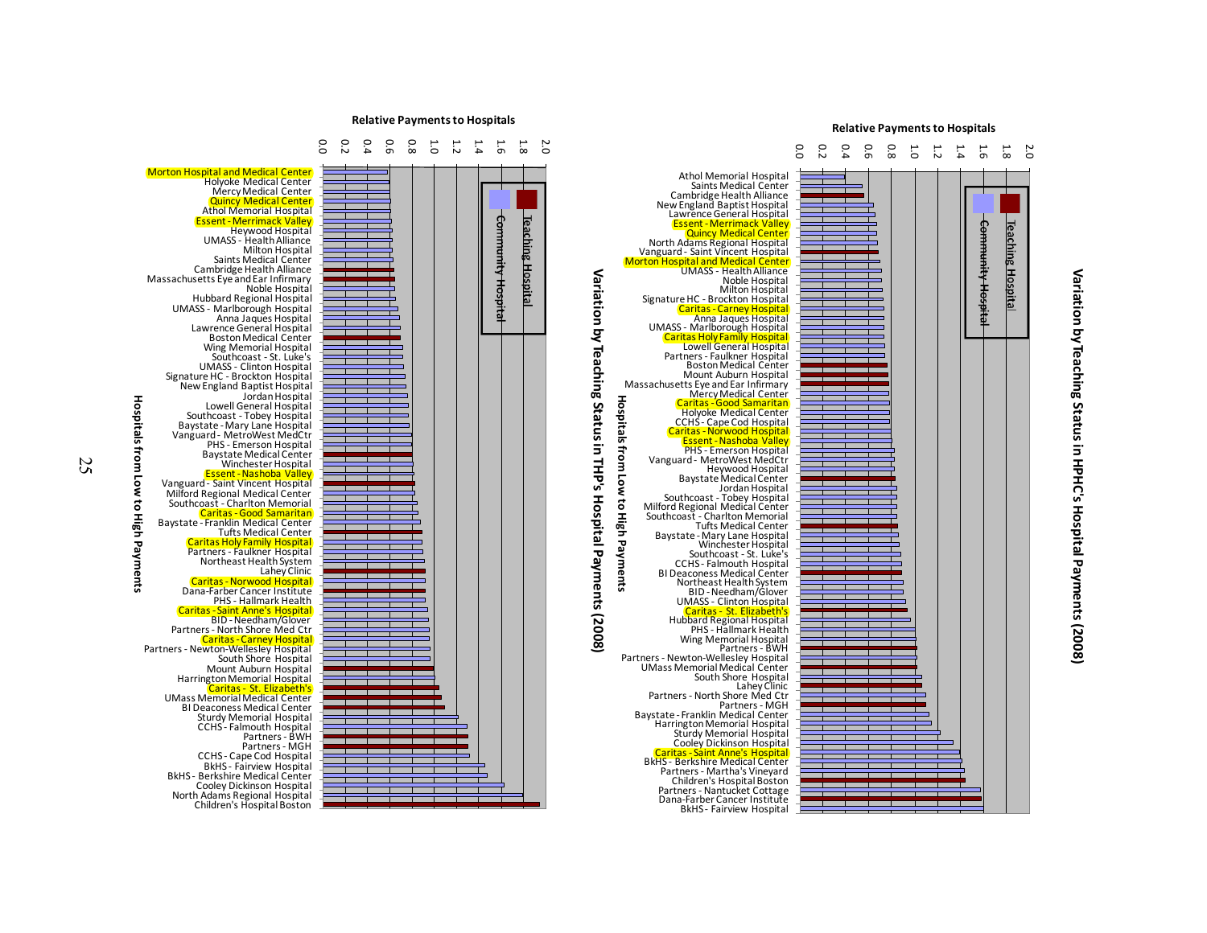## Variation by Teaching Status in THP's Hospital Payments (2008)

Relative Payments to Hospitals

Legend: Teaching Hospital; Community Hospital

Hospitals from Low to High Payments:

- Morton Hospital and Medical Center
- Holyoke Medical Center
- Mercy Medical Center
- Quincy Medical Center
- Athol Memorial Hospital
- Essent - Merrimack Valley
- Heywood Hospital
- UMASS - Health Alliance
- Milton Hospital
- Saints Medical Center
- Cambridge Health Alliance
- Massachusetts Eye and Ear Infirmary
- Noble Hospital
- Hubbard Regional Hospital
- UMASS - Marlborough Hospital
- Anna Jaques Hospital
- Lawrence General Hospital
- Boston Medical Center
- Wing Memorial Hospital
- Southcoast - St. Luke's
- UMASS - Clinton Hospital
- Signature HC - Brockton Hospital
- New England Baptist Hospital
- Jordan Hospital
- Lowell General Hospital
- Southcoast - Tobey Hospital
- Baystate - Mary Lane Hospital
- Vanguard - MetroWest MedCtr
- PHS - Emerson Hospital
- Baystate Medical Center
- Winchester Hospital
- Essent - Nashoba Valley
- Vanguard - Saint Vincent Hospital
- Milford Regional Medical Center
- Southcoast - Charlton Memorial
- Caritas - Good Samaritan
- Baystate - Franklin Medical Center
- Tufts Medical Center
- Caritas Holy Family Hospital
- Partners - Faulkner Hospital
- Northeast Health System
- Lahey Clinic
- Caritas - Norwood Hospital
- Dana-Farber Cancer Institute
- PHS - Hallmark Health
- Caritas - Saint Anne's Hospital
- BID - Needham/Glover
- Partners - North Shore Med Ctr
- Caritas - Carney Hospital
- Partners - Newton-Wellesley Hospital
- South Shore Hospital
- Mount Auburn Hospital
- Harrington Memorial Hospital
- Caritas - St. Elizabeth's
- UMass Memorial Medical Center
- BI Deaconess Medical Center
- Sturdy Memorial Hospital
- CCHS - Falmouth Hospital
- Partners - BWH
- Partners - MGH
- CCHS - Cape Cod Hospital
- BkHS - Fairview Hospital
- BkHS - Berkshire Medical Center
- Cooley Dickinson Hospital
- North Adams Regional Hospital
- Children's Hospital Boston

## Variation by Teaching Status in HPHC's Hospital Payments (2008)

Relative Payments to Hospitals

Legend: Teaching Hospital; Community Hospital

Hospitals from Low to High Payments:

- Athol Memorial Hospital
- Saints Medical Center
- Cambridge Health Alliance
- New England Baptist Hospital
- Lawrence General Hospital
- Essent - Merrimack Valley
- Quincy Medical Center
- North Adams Regional Hospital
- Vanguard - Saint Vincent Hospital
- Morton Hospital and Medical Center
- UMASS - Health Alliance
- Noble Hospital
- Milton Hospital
- Signature HC - Brockton Hospital
- Caritas - Carney Hospital
- Anna Jaques Hospital
- UMASS - Marlborough Hospital
- Caritas Holy Family Hospital
- Lowell General Hospital
- Partners - Faulkner Hospital
- Boston Medical Center
- Mount Auburn Hospital
- Massachusetts Eye and Ear Infirmary
- Mercy Medical Center
- Caritas - Good Samaritan
- Holyoke Medical Center
- CCHS - Cape Cod Hospital
- Caritas - Norwood Hospital
- Essent - Nashoba Valley
- PHS - Emerson Hospital
- Vanguard - MetroWest MedCtr
- Heywood Hospital
- Baystate Medical Center
- Jordan Hospital
- Southcoast - Tobey Hospital
- Milford Regional Medical Center
- Southcoast - Charlton Memorial
- Tufts Medical Center
- Baystate - Mary Lane Hospital
- Winchester Hospital
- Southcoast - St. Luke's
- CCHS - Falmouth Hospital
- BI Deaconess Medical Center
- Northeast Health System
- BID - Needham/Glover
- UMASS - Clinton Hospital
- Caritas - St. Elizabeth's
- Hubbard Regional Hospital
- PHS - Hallmark Health
- Wing Memorial Hospital
- Partners - BWH
- Partners - Newton-Wellesley Hospital
- UMass Memorial Medical Center
- South Shore Hospital
- Lahey Clinic
- Partners - North Shore Med Ctr
- Partners - MGH
- Baystate - Franklin Medical Center
- Harrington Memorial Hospital
- Sturdy Memorial Hospital
- Cooley Dickinson Hospital
- Caritas - Saint Anne's Hospital
- BkHS - Berkshire Medical Center
- Partners - Martha's Vineyard
- Children's Hospital Boston
- Partners - Nantucket Cottage
- Dana-Farber Cancer Institute
- BkHS - Fairview Hospital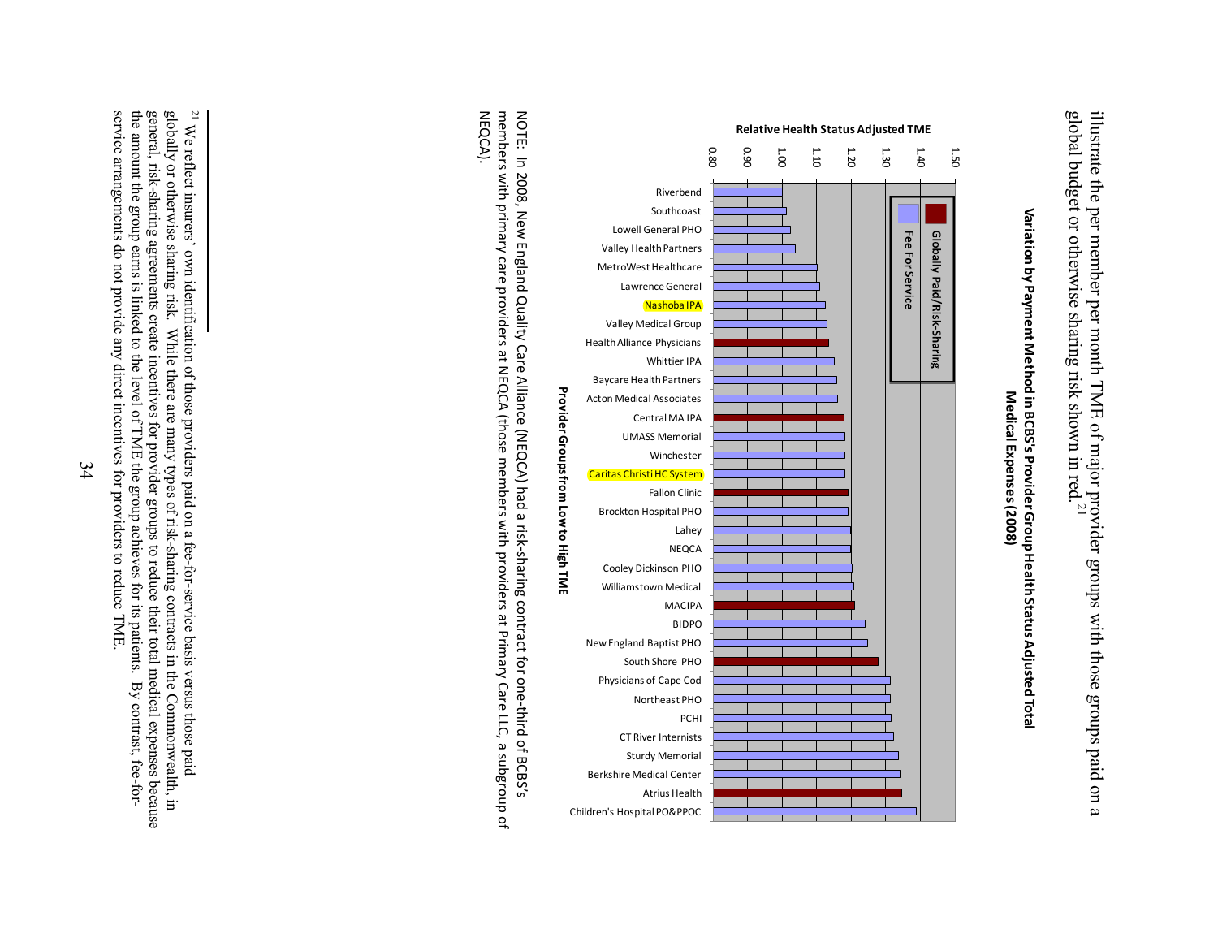illustrate the per member per month TME of major provider groups with those groups paid on a global budget or otherwise sharing risk shown in red.[21]

**Variation by Payment Method in BCBS's Provider Group Health Status Adjusted Total Medical Expenses (2008)**

Legend: Globally Paid/Risk-Sharing; Fee For Service

Y-axis: Relative Health Status Adjusted TME (0.80 – 1.50)

X-axis: Provider Groups from Low to High TME

Riverbend, Southcoast, Lowell General PHO, Valley Health Partners, MetroWest Healthcare, Lawrence General, Nashoba IPA, Valley Medical Group, Health Alliance Physicians, Whittier IPA, Baycare Health Partners, Acton Medical Associates, Central MA IPA, UMASS Memorial, Winchester, Caritas Christi HC System, Fallon Clinic, Brockton Hospital PHO, Lahey, NEQCA, Cooley Dickinson PHO, Williamstown Medical, MACIPA, BIDPO, New England Baptist PHO, South Shore PHO, Physicians of Cape Cod, Northeast PHO, PCHI, CT River Internists, Sturdy Memorial, Berkshire Medical Center, Atrius Health, Children's Hospital PO&PPOC

NOTE: In 2008, New England Quality Care Alliance (NEQCA) had a risk-sharing contract for one-third of BCBS's members with primary care providers at NEQCA (those members with providers at Primary Care LLC, a subgroup of NEQCA).

---

[21] We reflect insurers' own identification of those providers paid on a fee-for-service basis versus those paid globally or otherwise sharing risk. While there are many types of risk-sharing contracts in the Commonwealth, in general, risk-sharing agreements create incentives for provider groups to reduce their total medical expenses because the amount the group earns is linked to the level of TME the group achieves for its patients. By contrast, fee-for-service arrangements do not provide any direct incentives for providers to reduce TME.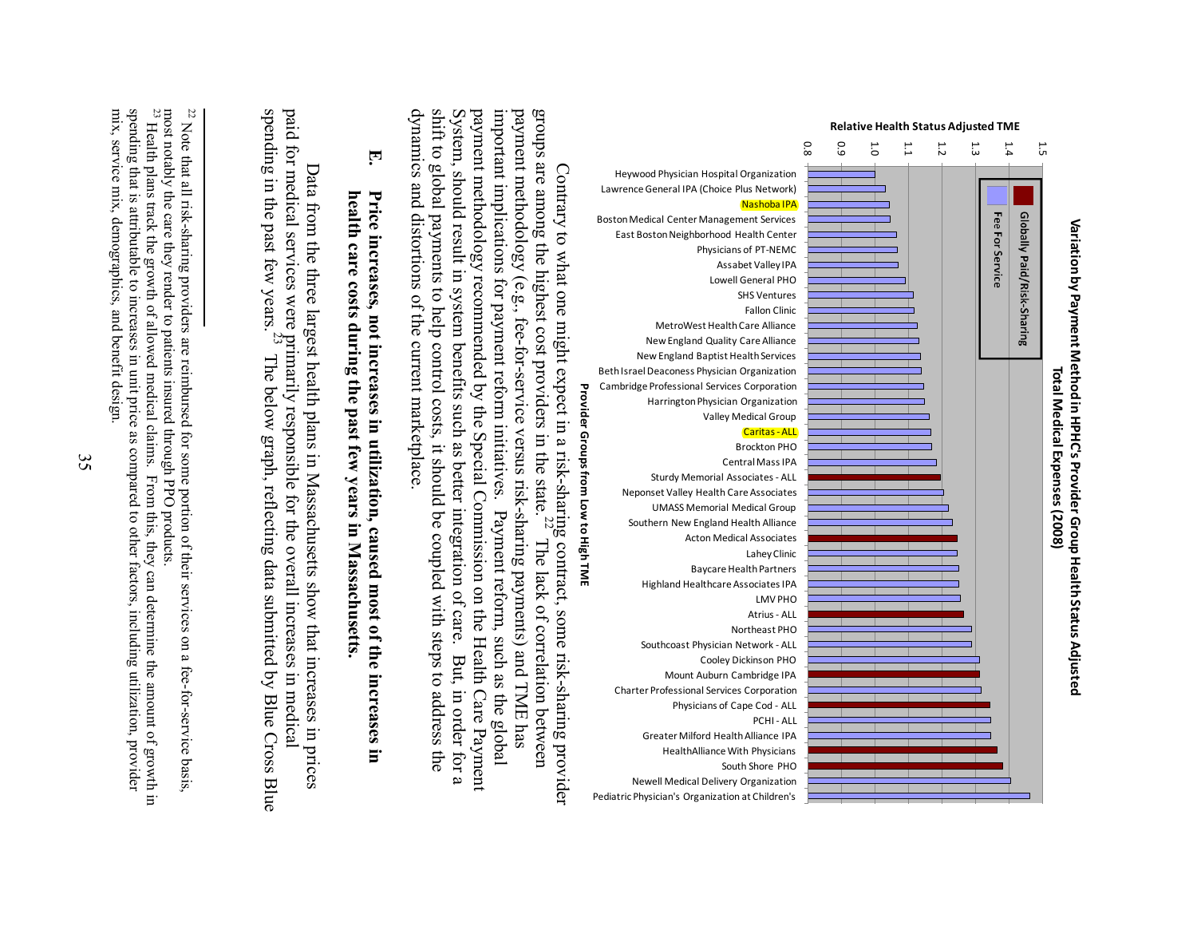**Variation by Payment Method in HPHC's Provider Group Health Status Adjusted Total Medical Expenses (2008)**

Relative Health Status Adjusted TME

Legend: Globally Paid/Risk-Sharing; Fee For Service

Provider Groups from Low to High TME:

Heywood Physician Hospital Organization, Lawrence General IPA (Choice Plus Network), Nashoba IPA, Boston Medical Center Management Services, East Boston Neighborhood Health Center, Physicians of PT-NEMC, Assabet Valley IPA, Lowell General PHO, SHS Ventures, Fallon Clinic, MetroWest Health Care Alliance, New England Quality Care Alliance, New England Baptist Health Services, Beth Israel Deaconess Physician Organization, Cambridge Professional Services Corporation, Harrington Physician Organization, Valley Medical Group, Caritas - ALL, Brockton PHO, Central Mass IPA, Sturdy Memorial Associates - ALL, Neponset Valley Health Care Associates, UMASS Memorial Medical Group, Southern New England Health Alliance, Acton Medical Associates, Lahey Clinic, Baycare Health Partners, Highland Healthcare Associates IPA, LMV PHO, Atrius - ALL, Northeast PHO, Southcoast Physician Network - ALL, Cooley Dickinson PHO, Mount Auburn Cambridge IPA, Charter Professional Services Corporation, Physicians of Cape Cod - ALL, PCHI - ALL, Greater Milford Health Alliance IPA, HealthAlliance With Physicians, South Shore PHO, Newell Medical Delivery Organization, Pediatric Physician's Organization at Children's

Contrary to what one might expect in a risk-sharing contract, some risk-sharing provider groups are among the highest cost providers in the state.[22] The lack of correlation between payment methodology (e.g., fee-for-service versus risk-sharing payments) and TME has important implications for payment reform initiatives. Payment reform, such as the global payment methodology recommended by the Special Commission on the Health Care Payment System, should result in system benefits such as better integration of care. But, in order for a shift to global payments to help control costs, it should be coupled with steps to address the dynamics and distortions of the current marketplace.

### E. Price increases, not increases in utilization, caused most of the increases in health care costs during the past few years in Massachusetts.

Data from the three largest health plans in Massachusetts show that increases in prices paid for medical services were primarily responsible for the overall increases in medical spending in the past few years.[23] The below graph, reflecting data submitted by Blue Cross Blue

---

[22] Note that all risk-sharing providers are reimbursed for some portion of their services on a fee-for-service basis, most notably the care they render to patients insured through PPO products.

[23] Health plans track the growth of allowed medical claims. From this, they can determine the amount of growth in spending that is attributable to increases in unit price as compared to other factors, including utilization, provider mix, service mix, demographics, and benefit design.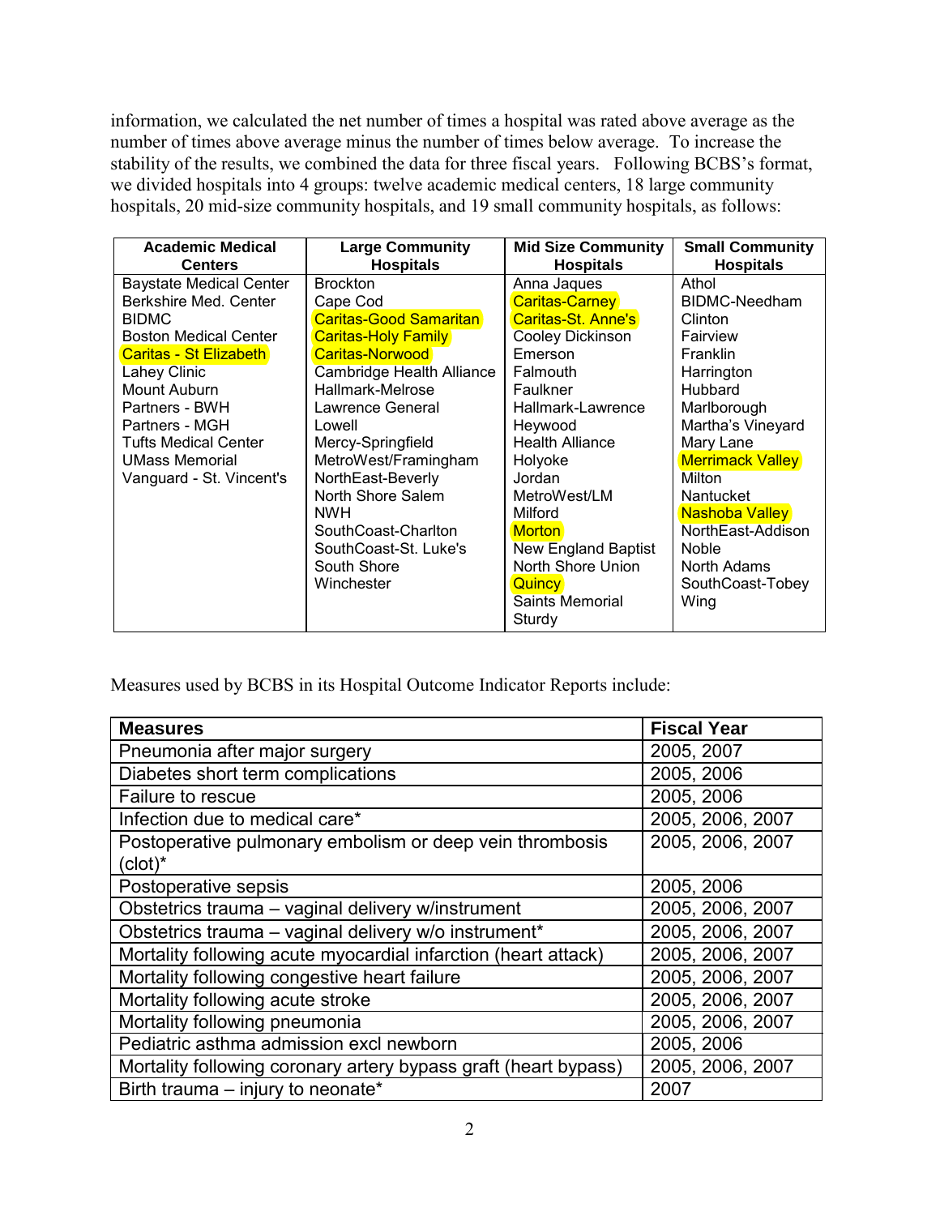information, we calculated the net number of times a hospital was rated above average as the number of times above average minus the number of times below average. To increase the stability of the results, we combined the data for three fiscal years. Following BCBS's format, we divided hospitals into 4 groups: twelve academic medical centers, 18 large community hospitals, 20 mid-size community hospitals, and 19 small community hospitals, as follows:

| Academic Medical Centers | Large Community Hospitals | Mid Size Community Hospitals | Small Community Hospitals |
|---|---|---|---|
| Baystate Medical Center | Brockton | Anna Jaques | Athol |
| Berkshire Med. Center | Cape Cod | Caritas-Carney | BIDMC-Needham |
| BIDMC | Caritas-Good Samaritan | Caritas-St. Anne's | Clinton |
| Boston Medical Center | Caritas-Holy Family | Cooley Dickinson | Fairview |
| Caritas - St Elizabeth | Caritas-Norwood | Emerson | Franklin |
| Lahey Clinic | Cambridge Health Alliance | Falmouth | Harrington |
| Mount Auburn | Hallmark-Melrose | Faulkner | Hubbard |
| Partners - BWH | Lawrence General | Hallmark-Lawrence | Marlborough |
| Partners - MGH | Lowell | Heywood | Martha's Vineyard |
| Tufts Medical Center | Mercy-Springfield | Health Alliance | Mary Lane |
| UMass Memorial | MetroWest/Framingham | Holyoke | Merrimack Valley |
| Vanguard - St. Vincent's | NorthEast-Beverly | Jordan | Milton |
| | North Shore Salem | MetroWest/LM | Nantucket |
| | NWH | Milford | Nashoba Valley |
| | SouthCoast-Charlton | Morton | NorthEast-Addison |
| | SouthCoast-St. Luke's | New England Baptist | Noble |
| | South Shore | North Shore Union | North Adams |
| | Winchester | Quincy | SouthCoast-Tobey |
| | | Saints Memorial | Wing |
| | | Sturdy | |

Measures used by BCBS in its Hospital Outcome Indicator Reports include:

| Measures | Fiscal Year |
|---|---|
| Pneumonia after major surgery | 2005, 2007 |
| Diabetes short term complications | 2005, 2006 |
| Failure to rescue | 2005, 2006 |
| Infection due to medical care* | 2005, 2006, 2007 |
| Postoperative pulmonary embolism or deep vein thrombosis (clot)* | 2005, 2006, 2007 |
| Postoperative sepsis | 2005, 2006 |
| Obstetrics trauma – vaginal delivery w/instrument | 2005, 2006, 2007 |
| Obstetrics trauma – vaginal delivery w/o instrument* | 2005, 2006, 2007 |
| Mortality following acute myocardial infarction (heart attack) | 2005, 2006, 2007 |
| Mortality following congestive heart failure | 2005, 2006, 2007 |
| Mortality following acute stroke | 2005, 2006, 2007 |
| Mortality following pneumonia | 2005, 2006, 2007 |
| Pediatric asthma admission excl newborn | 2005, 2006 |
| Mortality following coronary artery bypass graft (heart bypass) | 2005, 2006, 2007 |
| Birth trauma – injury to neonate* | 2007 |